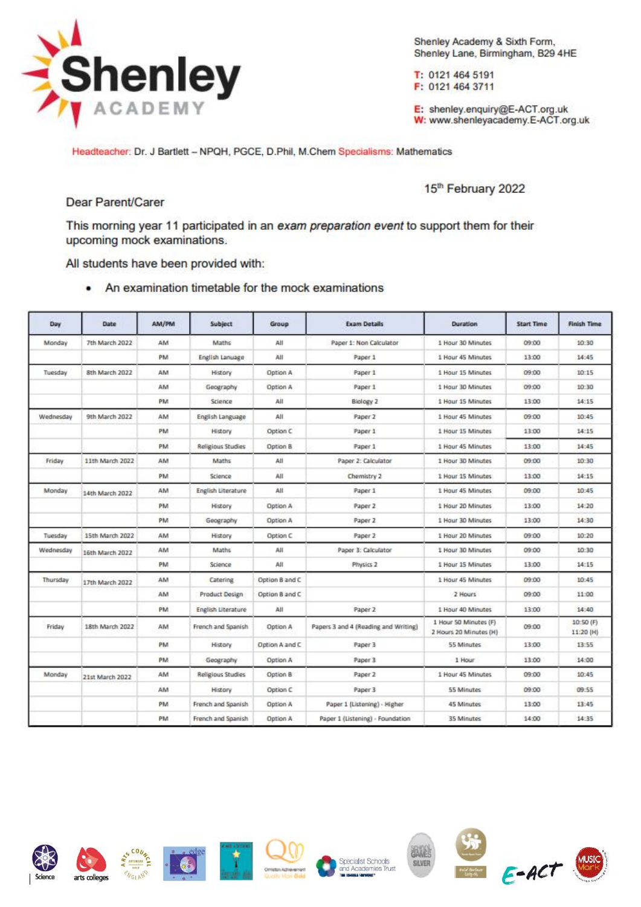# Shenley ACADEMY

Shenley Academy & Sixth Form,
Shenley Lane, Birmingham, B29 4HE

T: 0121 464 5191
F: 0121 464 3711

E: shenley.enquiry@E-ACT.org.uk
W: www.shenleyacademy.E-ACT.org.uk

Headteacher: Dr. J Bartlett – NPQH, PGCE, D.Phil, M.Chem Specialisms: Mathematics

15th February 2022

Dear Parent/Carer

This morning year 11 participated in an *exam preparation event* to support them for their upcoming mock examinations.

All students have been provided with:

- An examination timetable for the mock examinations

| Day | Date | AM/PM | Subject | Group | Exam Details | Duration | Start Time | Finish Time |
|---|---|---|---|---|---|---|---|---|
| Monday | 7th March 2022 | AM | Maths | All | Paper 1: Non Calculator | 1 Hour 30 Minutes | 09:00 | 10:30 |
| | | PM | English Lanuage | All | Paper 1 | 1 Hour 45 Minutes | 13:00 | 14:45 |
| Tuesday | 8th March 2022 | AM | History | Option A | Paper 1 | 1 Hour 15 Minutes | 09:00 | 10:15 |
| | | AM | Geography | Option A | Paper 1 | 1 Hour 30 Minutes | 09:00 | 10:30 |
| | | PM | Science | All | Biology 2 | 1 Hour 15 Minutes | 13:00 | 14:15 |
| Wednesday | 9th March 2022 | AM | English Language | All | Paper 2 | 1 Hour 45 Minutes | 09:00 | 10:45 |
| | | PM | History | Option C | Paper 1 | 1 Hour 15 Minutes | 13:00 | 14:15 |
| | | PM | Religious Studies | Option B | Paper 1 | 1 Hour 45 Minutes | 13:00 | 14:45 |
| Friday | 11th March 2022 | AM | Maths | All | Paper 2: Calculator | 1 Hour 30 Minutes | 09:00 | 10:30 |
| | | PM | Science | All | Chemistry 2 | 1 Hour 15 Minutes | 13:00 | 14:15 |
| Monday | 14th March 2022 | AM | English Literature | All | Paper 1 | 1 Hour 45 Minutes | 09:00 | 10:45 |
| | | PM | History | Option A | Paper 2 | 1 Hour 20 Minutes | 13:00 | 14:20 |
| | | PM | Geography | Option A | Paper 2 | 1 Hour 30 Minutes | 13:00 | 14:30 |
| Tuesday | 15th March 2022 | AM | History | Option C | Paper 2 | 1 Hour 20 Minutes | 09:00 | 10:20 |
| Wednesday | 16th March 2022 | AM | Maths | All | Paper 3: Calculator | 1 Hour 30 Minutes | 09:00 | 10:30 |
| | | PM | Science | All | Physics 2 | 1 Hour 15 Minutes | 13:00 | 14:15 |
| Thursday | 17th March 2022 | AM | Catering | Option B and C | | 1 Hour 45 Minutes | 09:00 | 10:45 |
| | | AM | Product Design | Option B and C | | 2 Hours | 09:00 | 11:00 |
| | | PM | English Literature | All | Paper 2 | 1 Hour 40 Minutes | 13:00 | 14:40 |
| Friday | 18th March 2022 | AM | French and Spanish | Option A | Papers 3 and 4 (Reading and Writing) | 1 Hour 50 Minutes (F) 2 Hours 20 Minutes (H) | 09:00 | 10:50 (F) 11:20 (H) |
| | | PM | History | Option A and C | Paper 3 | 55 Minutes | 13:00 | 13:55 |
| | | PM | Geography | Option A | Paper 3 | 1 Hour | 13:00 | 14:00 |
| Monday | 21st March 2022 | AM | Religious Studies | Option B | Paper 2 | 1 Hour 45 Minutes | 09:00 | 10:45 |
| | | AM | History | Option C | Paper 3 | 55 Minutes | 09:00 | 09:55 |
| | | PM | French and Spanish | Option A | Paper 1 (Listening) - Higher | 45 Minutes | 13:00 | 13:45 |
| | | PM | French and Spanish | Option A | Paper 1 (Listening) - Foundation | 35 Minutes | 14:00 | 14:35 |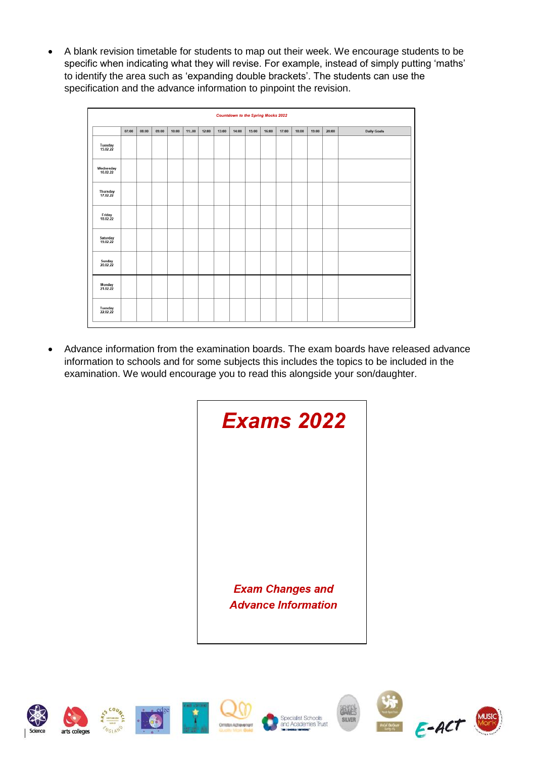- A blank revision timetable for students to map out their week. We encourage students to be specific when indicating what they will revise. For example, instead of simply putting 'maths' to identify the area such as 'expanding double brackets'. The students can use the specification and the advance information to pinpoint the revision.

*Countdown to the Spring Mocks 2022*

| | 07:00 | 08:00 | 09:00 | 10:00 | 11:.00 | 12:00 | 13:00 | 14:00 | 15:00 | 16:00 | 17:00 | 18:00 | 19:00 | 20:00 | Daily Goals |
|---|---|---|---|---|---|---|---|---|---|---|---|---|---|---|---|
| Tuesday 15.02.22 | | | | | | | | | | | | | | | |
| Wednesday 16.02.22 | | | | | | | | | | | | | | | |
| Thursday 17.02.22 | | | | | | | | | | | | | | | |
| Friday 18.02.22 | | | | | | | | | | | | | | | |
| Saturday 19.02.22 | | | | | | | | | | | | | | | |
| Sunday 20.02.22 | | | | | | | | | | | | | | | |
| Monday 21.02.22 | | | | | | | | | | | | | | | |
| Tuesday 22.02.22 | | | | | | | | | | | | | | | |

- Advance information from the examination boards. The exam boards have released advance information to schools and for some subjects this includes the topics to be included in the examination. We would encourage you to read this alongside your son/daughter.

***Exams 2022***

***Exam Changes and Advance Information***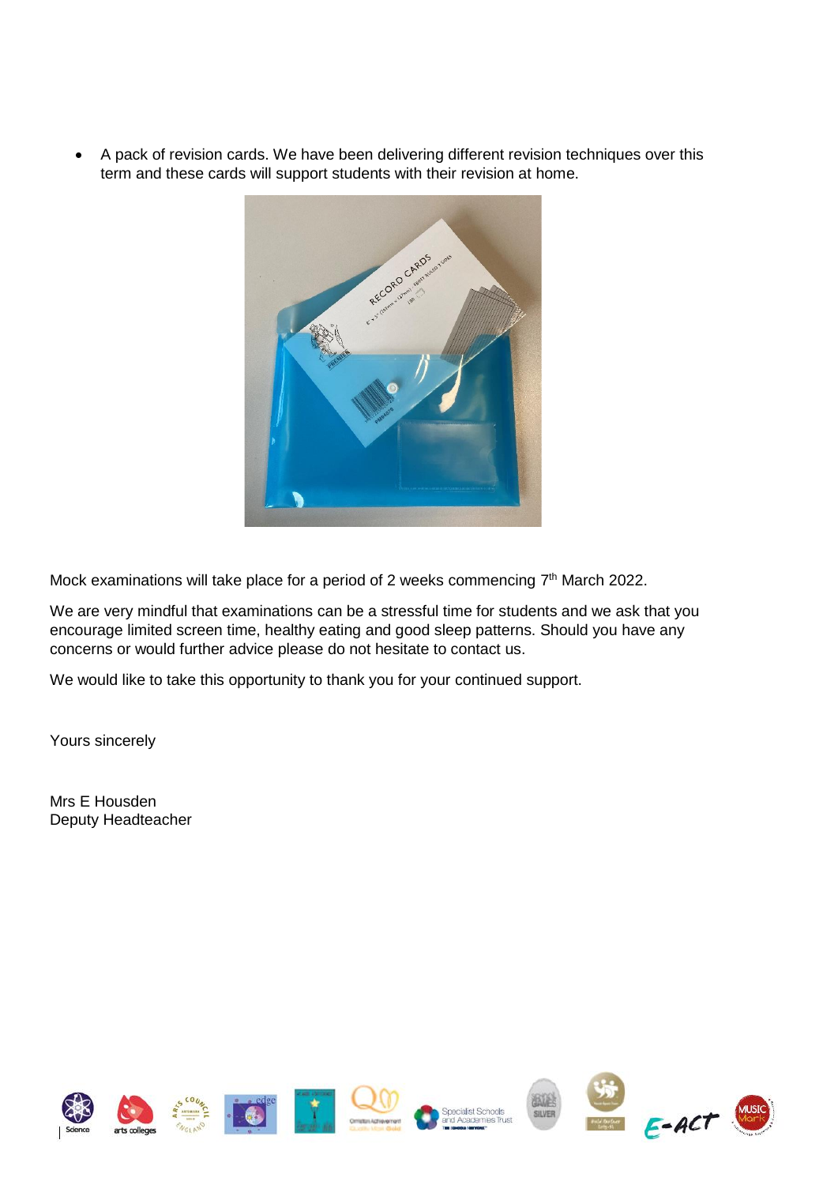- A pack of revision cards. We have been delivering different revision techniques over this term and these cards will support students with their revision at home.

Mock examinations will take place for a period of 2 weeks commencing 7th March 2022.

We are very mindful that examinations can be a stressful time for students and we ask that you encourage limited screen time, healthy eating and good sleep patterns. Should you have any concerns or would further advice please do not hesitate to contact us.

We would like to take this opportunity to thank you for your continued support.

Yours sincerely

Mrs E Housden
Deputy Headteacher